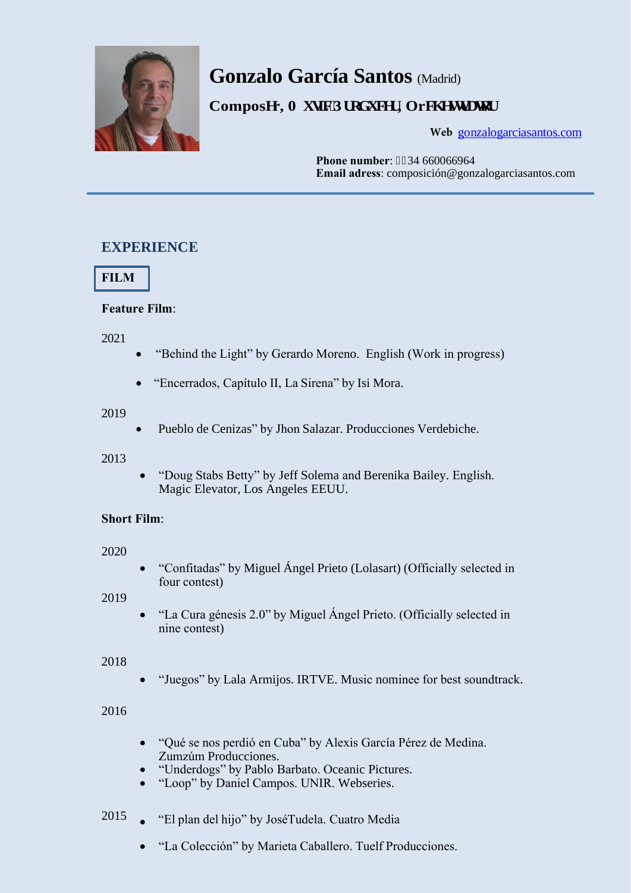# Gonzalo García Santos (Madrid)

**ComposHr, 0 XVLF3 URGXFHU, OrFKHVWUDWRU**

**Web** [gonzalogarciasantos.com](http://gonzalogarciasantos.com)

**Phone number**: 34 660066964
**Email adress**: composición@gonzalogarciasantos.com

---

## EXPERIENCE

### FILM

**Feature Film**:

2021

- “Behind the Light” by Gerardo Moreno. English (Work in progress)
- “Encerrados, Capítulo II, La Sirena” by Isi Mora.

2019

- Pueblo de Cenizas” by Jhon Salazar. Producciones Verdebiche.

2013

- “Doug Stabs Betty” by Jeff Solema and Berenika Bailey. English. Magic Elevator, Los Angeles EEUU.

**Short Film**:

2020

- “Confitadas” by Miguel Ángel Prieto (Lolasart) (Officially selected in four contest)

2019

- “La Cura génesis 2.0” by Miguel Ángel Prieto. (Officially selected in nine contest)

2018

- “Juegos” by Lala Armijos. IRTVE. Music nominee for best soundtrack.

2016

- “Qué se nos perdió en Cuba” by Alexis García Pérez de Medina. Zumzúm Producciones.
- “Underdogs” by Pablo Barbato. Oceanic Pictures.
- “Loop” by Daniel Campos. UNIR. Webseries.

2015

- “El plan del hijo” by JoséTudela. Cuatro Media
- “La Colección” by Marieta Caballero. Tuelf Producciones.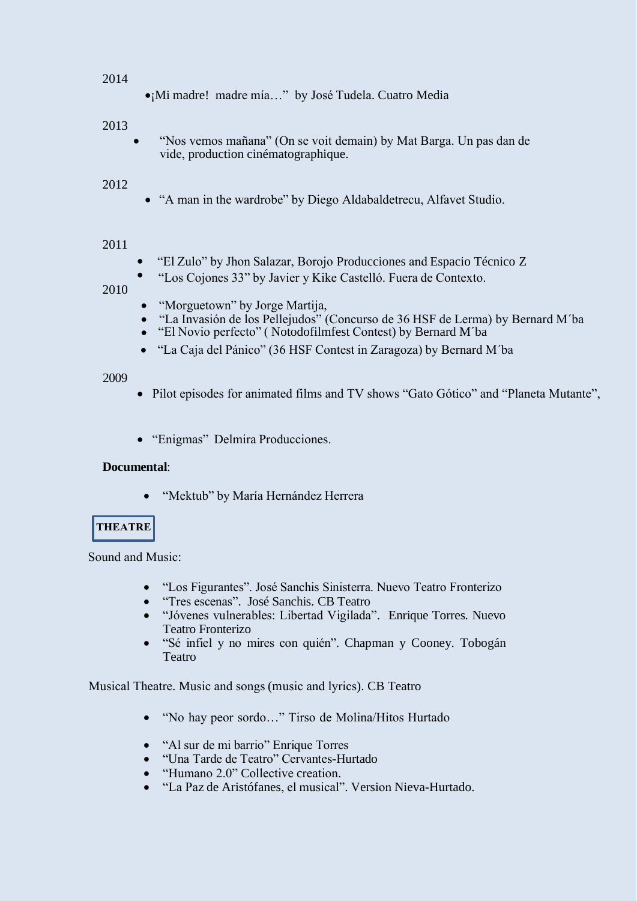2014

- ¡Mi madre!  madre mía…"  by José Tudela. Cuatro Media

2013

- "Nos vemos mañana" (On se voit demain) by Mat Barga. Un pas dan de vide, production cinématographique.

2012

- "A man in the wardrobe" by Diego Aldabaldetrecu, Alfavet Studio.

2011

- "El Zulo" by Jhon Salazar, Borojo Producciones and Espacio Técnico Z
- "Los Cojones 33" by Javier y Kike Castelló. Fuera de Contexto.

2010

- "Morguetown" by Jorge Martija,
- "La Invasión de los Pellejudos" (Concurso de 36 HSF de Lerma) by Bernard M´ba
- "El Novio perfecto" ( Notodofilmfest Contest) by Bernard M´ba
- "La Caja del Pánico" (36 HSF Contest in Zaragoza) by Bernard M´ba

2009

- Pilot episodes for animated films and TV shows "Gato Gótico" and "Planeta Mutante",

- "Enigmas"  Delmira Producciones.

**Documental**:

- "Mektub" by María Hernández Herrera

**THEATRE**

Sound and Music:

- "Los Figurantes". José Sanchis Sinisterra. Nuevo Teatro Fronterizo
- "Tres escenas".  José Sanchis. CB Teatro
- "Jóvenes vulnerables: Libertad Vigilada".  Enrique Torres. Nuevo Teatro Fronterizo
- "Sé infiel y no mires con quién". Chapman y Cooney. Tobogán Teatro

Musical Theatre. Music and songs (music and lyrics). CB Teatro

- "No hay peor sordo…" Tirso de Molina/Hitos Hurtado

- "Al sur de mi barrio" Enrique Torres
- "Una Tarde de Teatro" Cervantes-Hurtado
- "Humano 2.0" Collective creation.
- "La Paz de Aristófanes, el musical". Version Nieva-Hurtado.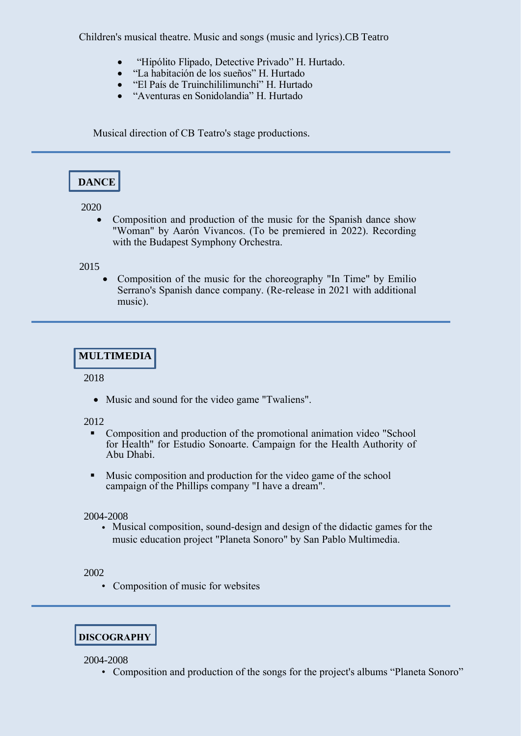Children's musical theatre. Music and songs (music and lyrics).CB Teatro

- "Hipólito Flipado, Detective Privado" H. Hurtado.
- "La habitación de los sueños" H. Hurtado
- "El País de Truinchililimunchi" H. Hurtado
- "Aventuras en Sonidolandia" H. Hurtado

Musical direction of CB Teatro's stage productions.

---

## DANCE

2020

- Composition and production of the music for the Spanish dance show "Woman" by Aarón Vivancos. (To be premiered in 2022). Recording with the Budapest Symphony Orchestra.

2015

- Composition of the music for the choreography "In Time" by Emilio Serrano's Spanish dance company. (Re-release in 2021 with additional music).

---

## MULTIMEDIA

2018

- Music and sound for the video game "Twaliens".

2012

- Composition and production of the promotional animation video "School for Health" for Estudio Sonoarte. Campaign for the Health Authority of Abu Dhabi.
- Music composition and production for the video game of the school campaign of the Phillips company "I have a dream".

2004-2008

- Musical composition, sound-design and design of the didactic games for the music education project "Planeta Sonoro" by San Pablo Multimedia.

2002

- Composition of music for websites

---

## DISCOGRAPHY

2004-2008

- Composition and production of the songs for the project's albums "Planeta Sonoro"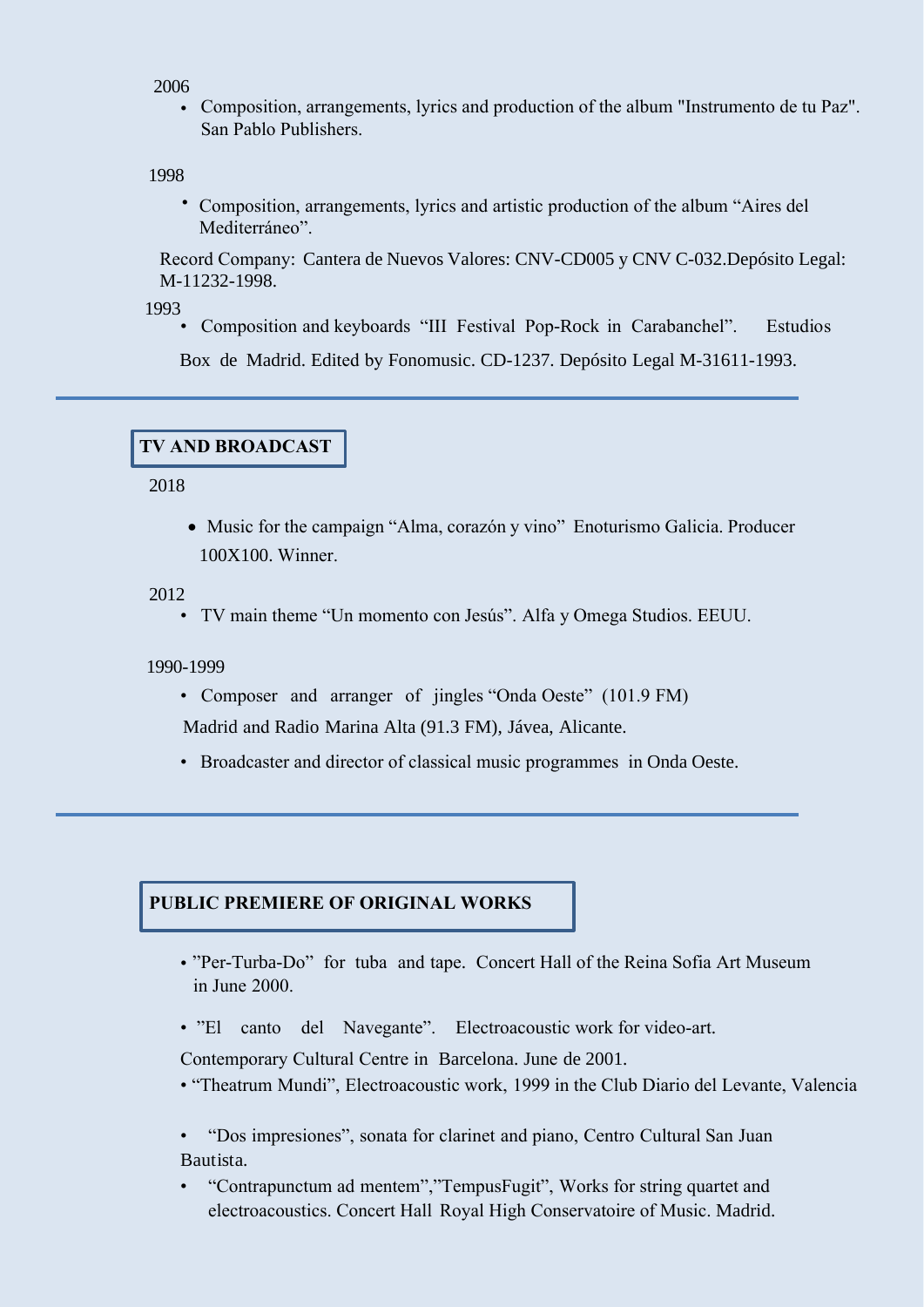2006

- Composition, arrangements, lyrics and production of the album "Instrumento de tu Paz". San Pablo Publishers.

1998

- Composition, arrangements, lyrics and artistic production of the album "Aires del Mediterráneo".

Record Company: Cantera de Nuevos Valores: CNV-CD005 y CNV C-032.Depósito Legal: M-11232-1998.

1993

- Composition and keyboards "III Festival Pop-Rock in Carabanchel". Estudios Box de Madrid. Edited by Fonomusic. CD-1237. Depósito Legal M-31611-1993.

---

## TV AND BROADCAST

2018

- Music for the campaign "Alma, corazón y vino" Enoturismo Galicia. Producer 100X100. Winner.

2012

- TV main theme "Un momento con Jesús". Alfa y Omega Studios. EEUU.

1990-1999

- Composer and arranger of jingles "Onda Oeste" (101.9 FM) Madrid and Radio Marina Alta (91.3 FM), Jávea, Alicante.
- Broadcaster and director of classical music programmes in Onda Oeste.

---

## PUBLIC PREMIERE OF ORIGINAL WORKS

- "Per-Turba-Do" for tuba and tape. Concert Hall of the Reina Sofia Art Museum in June 2000.
- "El canto del Navegante". Electroacoustic work for video-art. Contemporary Cultural Centre in Barcelona. June de 2001.
- "Theatrum Mundi", Electroacoustic work, 1999 in the Club Diario del Levante, Valencia
- "Dos impresiones", sonata for clarinet and piano, Centro Cultural San Juan Bautista.
- "Contrapunctum ad mentem","TempusFugit", Works for string quartet and electroacoustics. Concert Hall Royal High Conservatoire of Music. Madrid.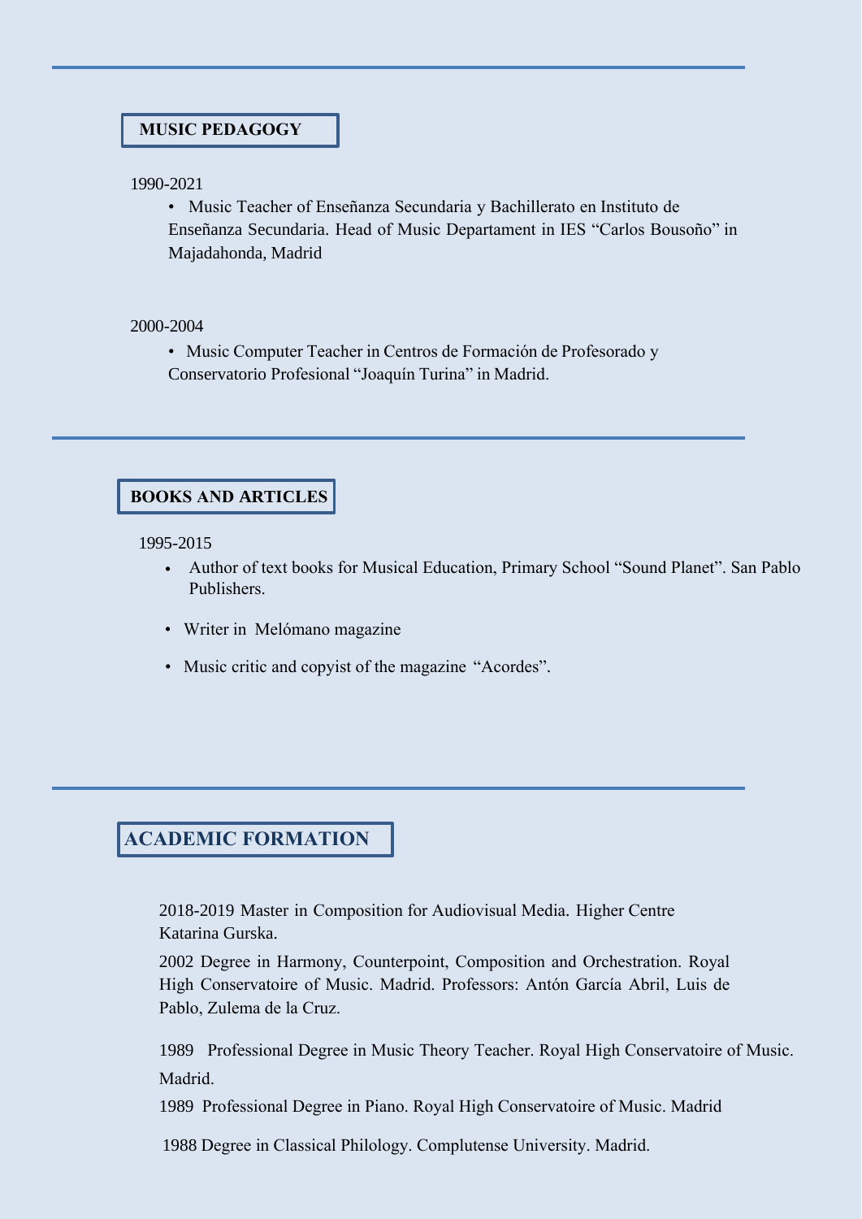## MUSIC PEDAGOGY

1990-2021

- Music Teacher of Enseñanza Secundaria y Bachillerato en Instituto de Enseñanza Secundaria. Head of Music Departament in IES "Carlos Bousoño" in Majadahonda, Madrid

2000-2004

- Music Computer Teacher in Centros de Formación de Profesorado y Conservatorio Profesional "Joaquín Turina" in Madrid.

## BOOKS AND ARTICLES

1995-2015

- Author of text books for Musical Education, Primary School "Sound Planet". San Pablo Publishers.
- Writer in Melómano magazine
- Music critic and copyist of the magazine "Acordes".

## ACADEMIC FORMATION

2018-2019 Master in Composition for Audiovisual Media. Higher Centre Katarina Gurska.

2002 Degree in Harmony, Counterpoint, Composition and Orchestration. Royal High Conservatoire of Music. Madrid. Professors: Antón García Abril, Luis de Pablo, Zulema de la Cruz.

1989 Professional Degree in Music Theory Teacher. Royal High Conservatoire of Music. Madrid.

1989 Professional Degree in Piano. Royal High Conservatoire of Music. Madrid

1988 Degree in Classical Philology. Complutense University. Madrid.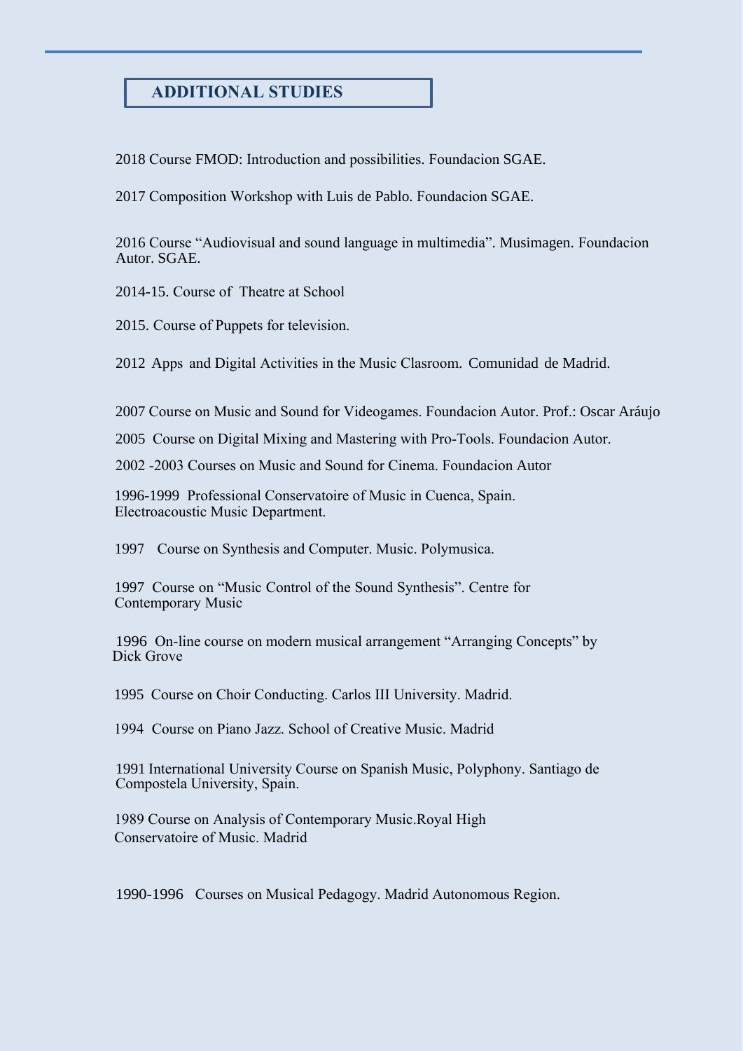## ADDITIONAL STUDIES

2018 Course FMOD: Introduction and possibilities. Foundacion SGAE.

2017 Composition Workshop with Luis de Pablo. Foundacion SGAE.

2016 Course "Audiovisual and sound language in multimedia". Musimagen. Foundacion Autor. SGAE.

2014-15. Course of Theatre at School

2015. Course of Puppets for television.

2012 Apps and Digital Activities in the Music Clasroom. Comunidad de Madrid.

2007 Course on Music and Sound for Videogames. Foundacion Autor. Prof.: Oscar Aráujo

2005 Course on Digital Mixing and Mastering with Pro-Tools. Foundacion Autor.

2002 -2003 Courses on Music and Sound for Cinema. Foundacion Autor

1996-1999 Professional Conservatoire of Music in Cuenca, Spain. Electroacoustic Music Department.

1997 Course on Synthesis and Computer. Music. Polymusica.

1997 Course on "Music Control of the Sound Synthesis". Centre for Contemporary Music

1996 On-line course on modern musical arrangement "Arranging Concepts" by Dick Grove

1995 Course on Choir Conducting. Carlos III University. Madrid.

1994 Course on Piano Jazz. School of Creative Music. Madrid

1991 International University Course on Spanish Music, Polyphony. Santiago de Compostela University, Spain.

1989 Course on Analysis of Contemporary Music.Royal High Conservatoire of Music. Madrid

1990-1996 Courses on Musical Pedagogy. Madrid Autonomous Region.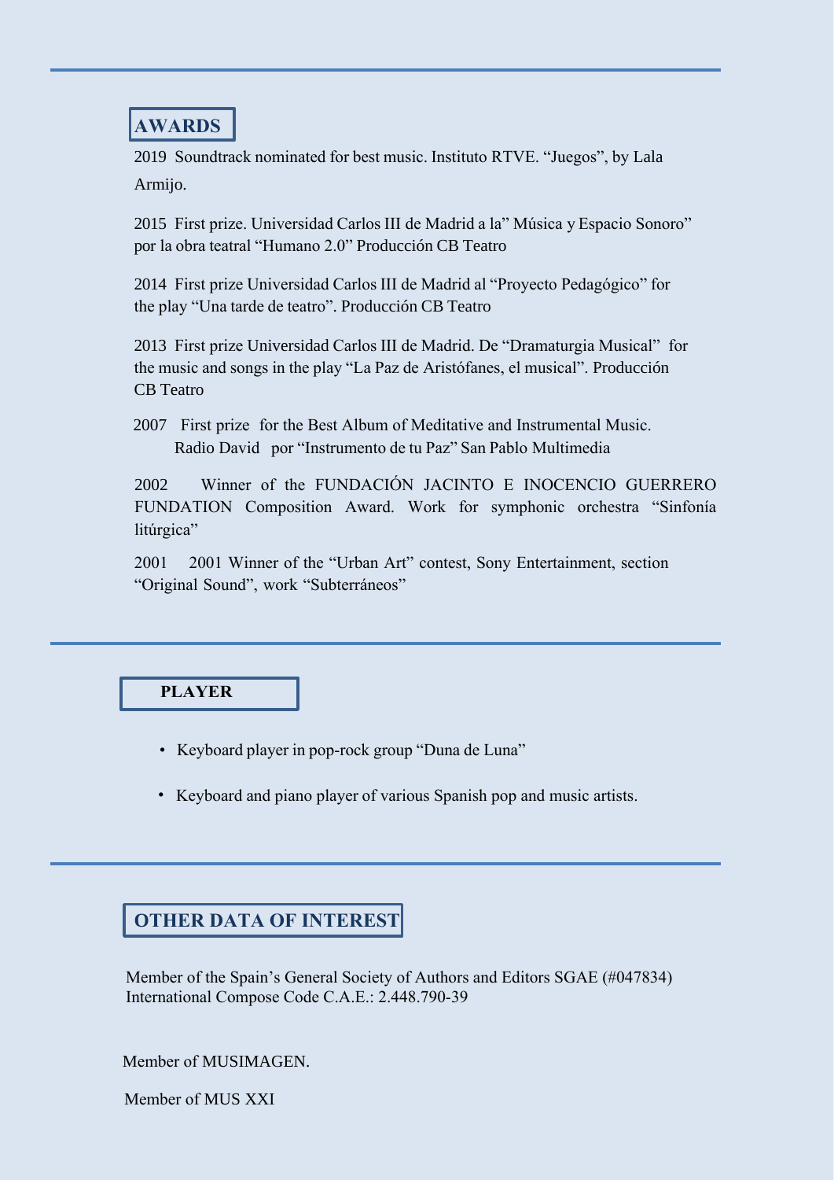## AWARDS

2019 Soundtrack nominated for best music. Instituto RTVE. “Juegos”, by Lala Armijo.

2015 First prize. Universidad Carlos III de Madrid a la” Música y Espacio Sonoro” por la obra teatral “Humano 2.0” Producción CB Teatro

2014 First prize Universidad Carlos III de Madrid al “Proyecto Pedagógico” for the play “Una tarde de teatro”. Producción CB Teatro

2013 First prize Universidad Carlos III de Madrid. De “Dramaturgia Musical” for the music and songs in the play “La Paz de Aristófanes, el musical”. Producción CB Teatro

2007 First prize for the Best Album of Meditative and Instrumental Music. Radio David por “Instrumento de tu Paz” San Pablo Multimedia

2002 Winner of the FUNDACIÓN JACINTO E INOCENCIO GUERRERO FUNDATION Composition Award. Work for symphonic orchestra “Sinfonía litúrgica”

2001 2001 Winner of the “Urban Art” contest, Sony Entertainment, section “Original Sound”, work “Subterráneos”

## PLAYER

- Keyboard player in pop-rock group “Duna de Luna”
- Keyboard and piano player of various Spanish pop and music artists.

## OTHER DATA OF INTEREST

Member of the Spain’s General Society of Authors and Editors SGAE (#047834)
International Compose Code C.A.E.: 2.448.790-39

Member of MUSIMAGEN.

Member of MUS XXI